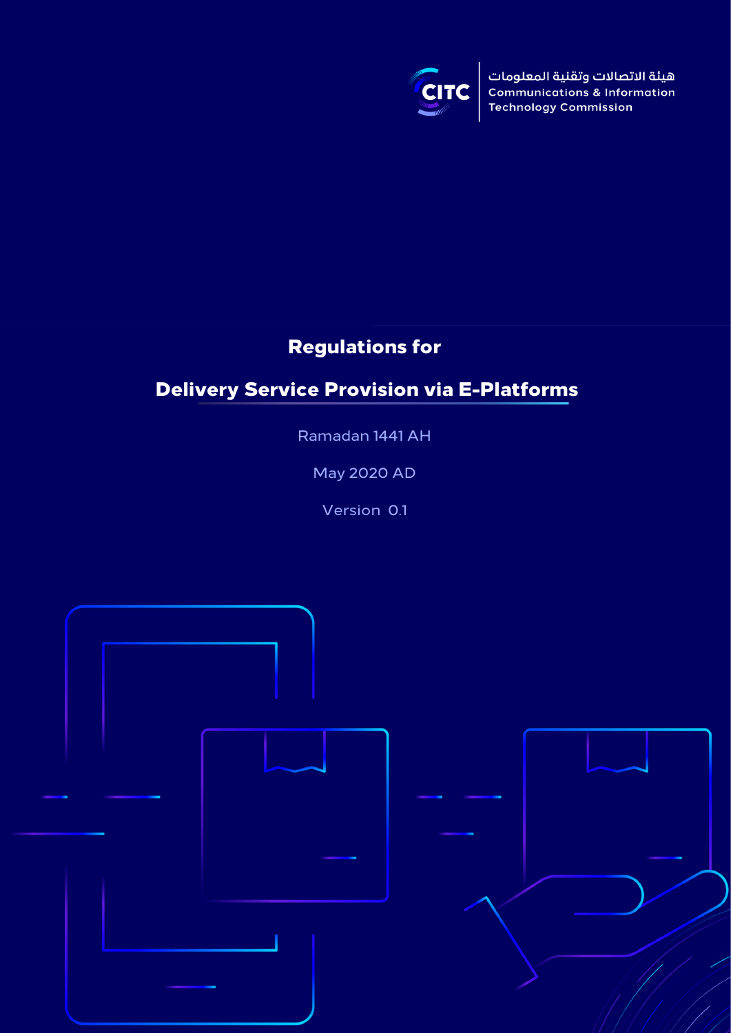هيئة الاتصالات وتقنية المعلومات
Communications & Information Technology Commission

# Regulations for

# Delivery Service Provision via E-Platforms

Ramadan 1441 AH

May 2020 AD

Version 0.1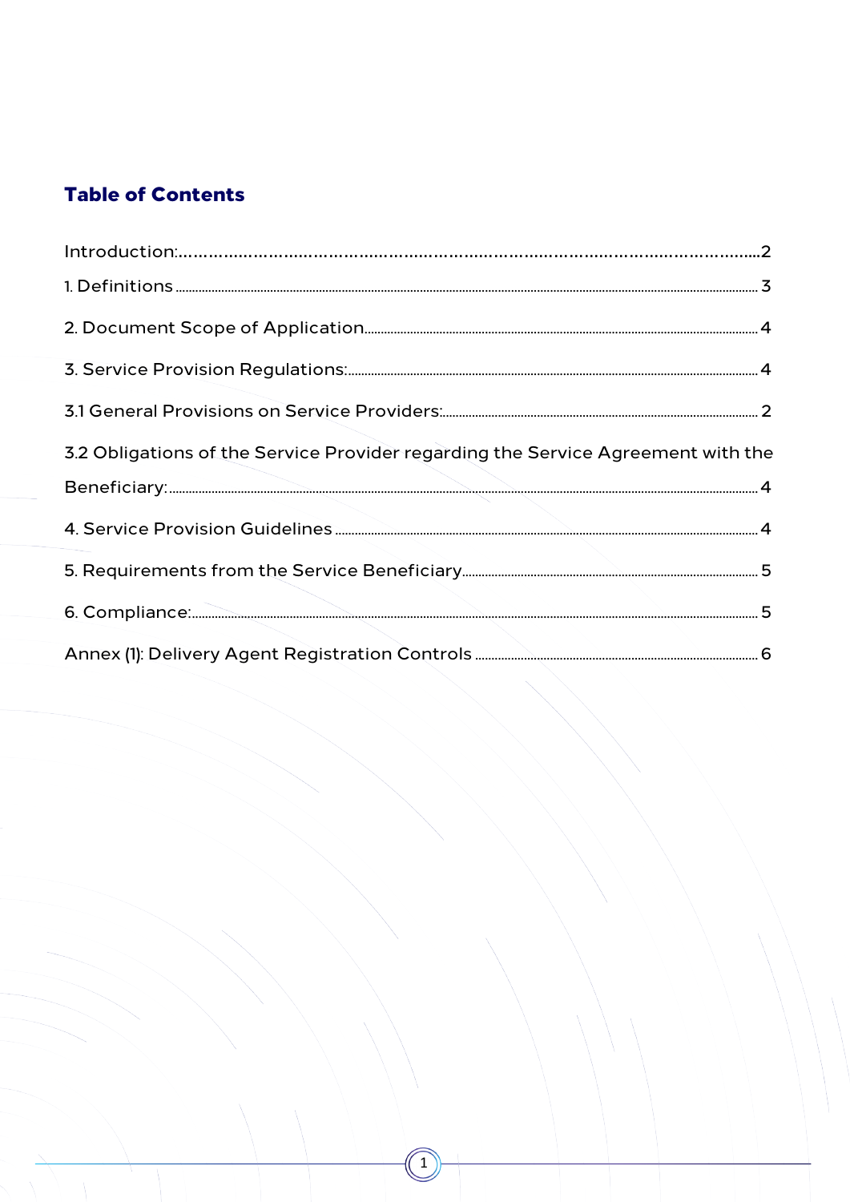## Table of Contents

Introduction:....................................................................................................................2

1. Definitions ....................................................................................................................3

2. Document Scope of Application..............................................................................4

3. Service Provision Regulations:................................................................................4

3.1 General Provisions on Service Providers:..........................................................2

3.2 Obligations of the Service Provider regarding the Service Agreement with the Beneficiary:..........................................................................................................4

4. Service Provision Guidelines ...................................................................................4

5. Requirements from the Service Beneficiary..........................................................5

6. Compliance:.................................................................................................................5

Annex (1): Delivery Agent Registration Controls ....................................................6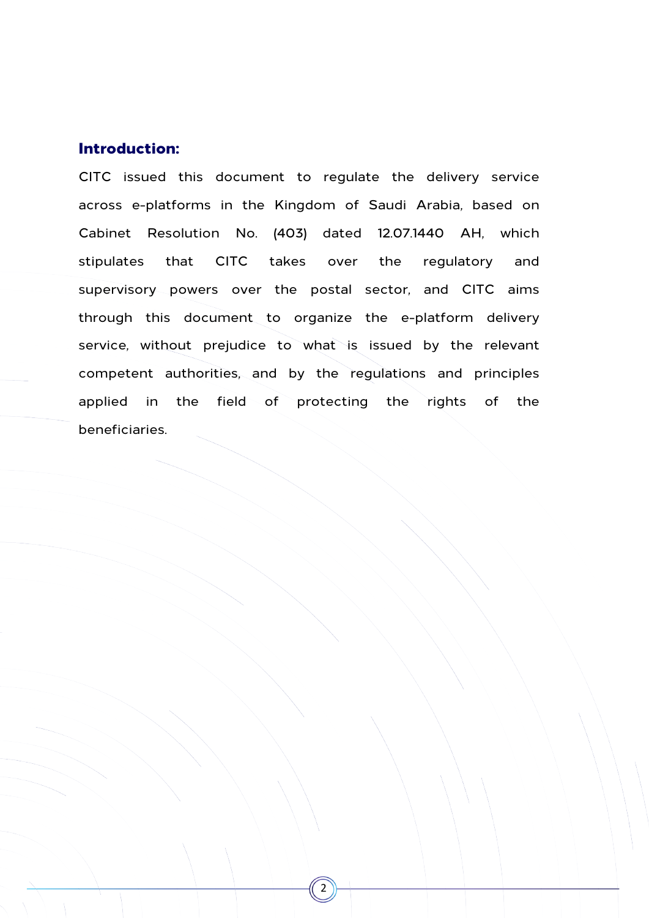## Introduction:

CITC issued this document to regulate the delivery service across e-platforms in the Kingdom of Saudi Arabia, based on Cabinet Resolution No. (403) dated 12.07.1440 AH, which stipulates that CITC takes over the regulatory and supervisory powers over the postal sector, and CITC aims through this document to organize the e-platform delivery service, without prejudice to what is issued by the relevant competent authorities, and by the regulations and principles applied in the field of protecting the rights of the beneficiaries.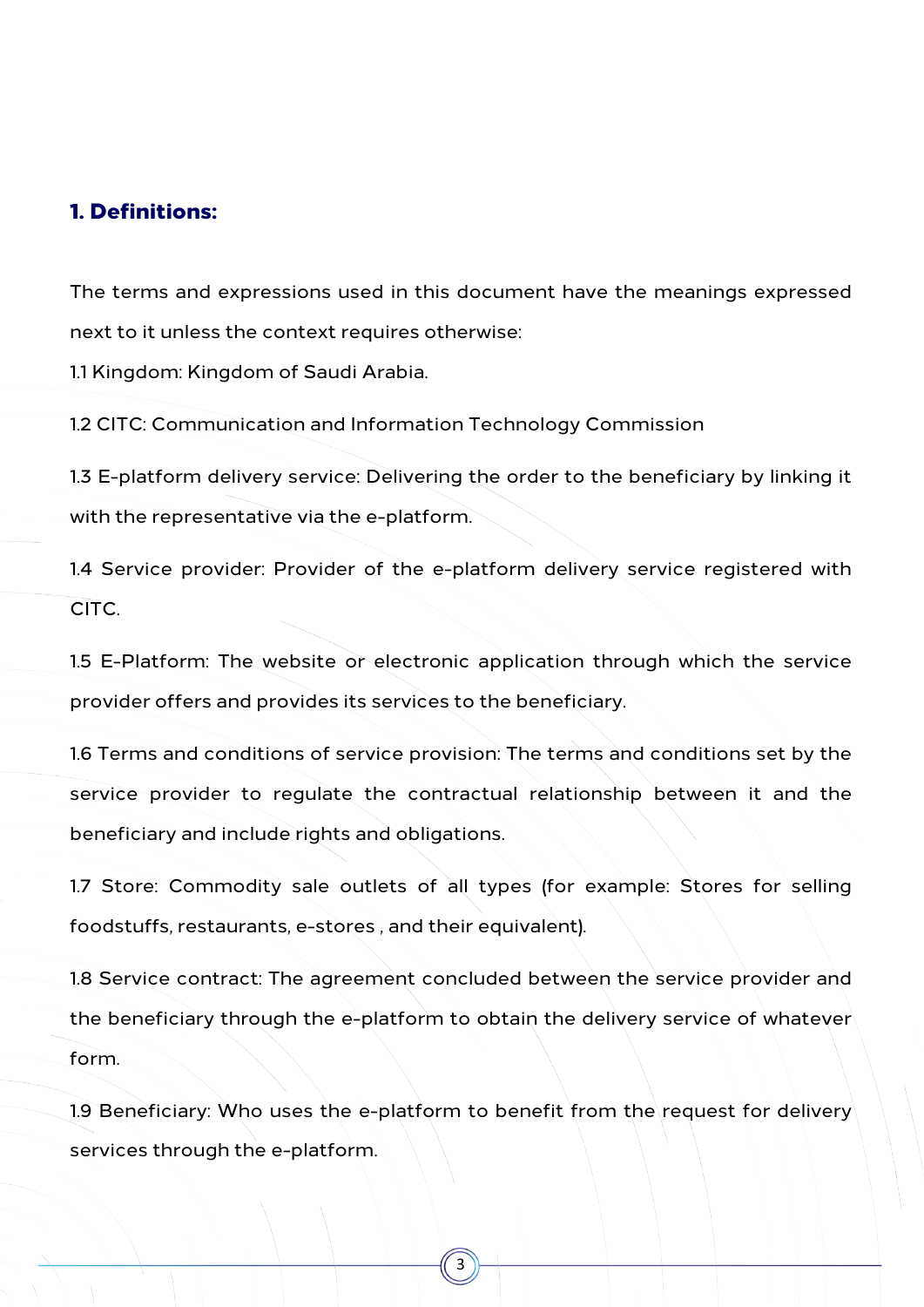## 1. Definitions:

The terms and expressions used in this document have the meanings expressed next to it unless the context requires otherwise:

1.1 Kingdom: Kingdom of Saudi Arabia.

1.2 CITC: Communication and Information Technology Commission

1.3 E-platform delivery service: Delivering the order to the beneficiary by linking it with the representative via the e-platform.

1.4 Service provider: Provider of the e-platform delivery service registered with CITC.

1.5 E-Platform: The website or electronic application through which the service provider offers and provides its services to the beneficiary.

1.6 Terms and conditions of service provision: The terms and conditions set by the service provider to regulate the contractual relationship between it and the beneficiary and include rights and obligations.

1.7 Store: Commodity sale outlets of all types (for example: Stores for selling foodstuffs, restaurants, e-stores , and their equivalent).

1.8 Service contract: The agreement concluded between the service provider and the beneficiary through the e-platform to obtain the delivery service of whatever form.

1.9 Beneficiary: Who uses the e-platform to benefit from the request for delivery services through the e-platform.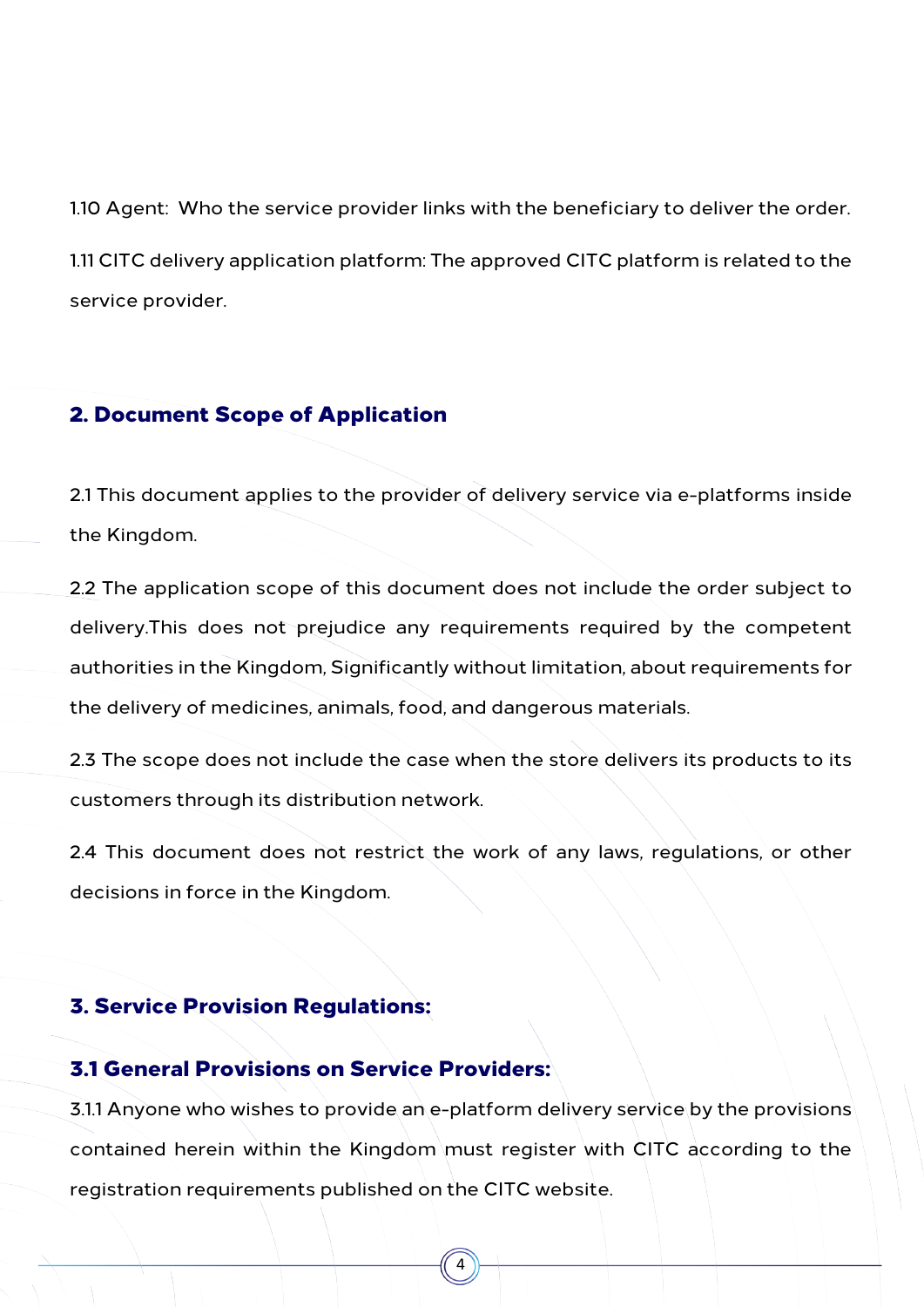1.10 Agent: Who the service provider links with the beneficiary to deliver the order.

1.11 CITC delivery application platform: The approved CITC platform is related to the service provider.

## 2. Document Scope of Application

2.1 This document applies to the provider of delivery service via e-platforms inside the Kingdom.

2.2 The application scope of this document does not include the order subject to delivery.This does not prejudice any requirements required by the competent authorities in the Kingdom, Significantly without limitation, about requirements for the delivery of medicines, animals, food, and dangerous materials.

2.3 The scope does not include the case when the store delivers its products to its customers through its distribution network.

2.4 This document does not restrict the work of any laws, regulations, or other decisions in force in the Kingdom.

## 3. Service Provision Regulations:

### 3.1 General Provisions on Service Providers:

3.1.1 Anyone who wishes to provide an e-platform delivery service by the provisions contained herein within the Kingdom must register with CITC according to the registration requirements published on the CITC website.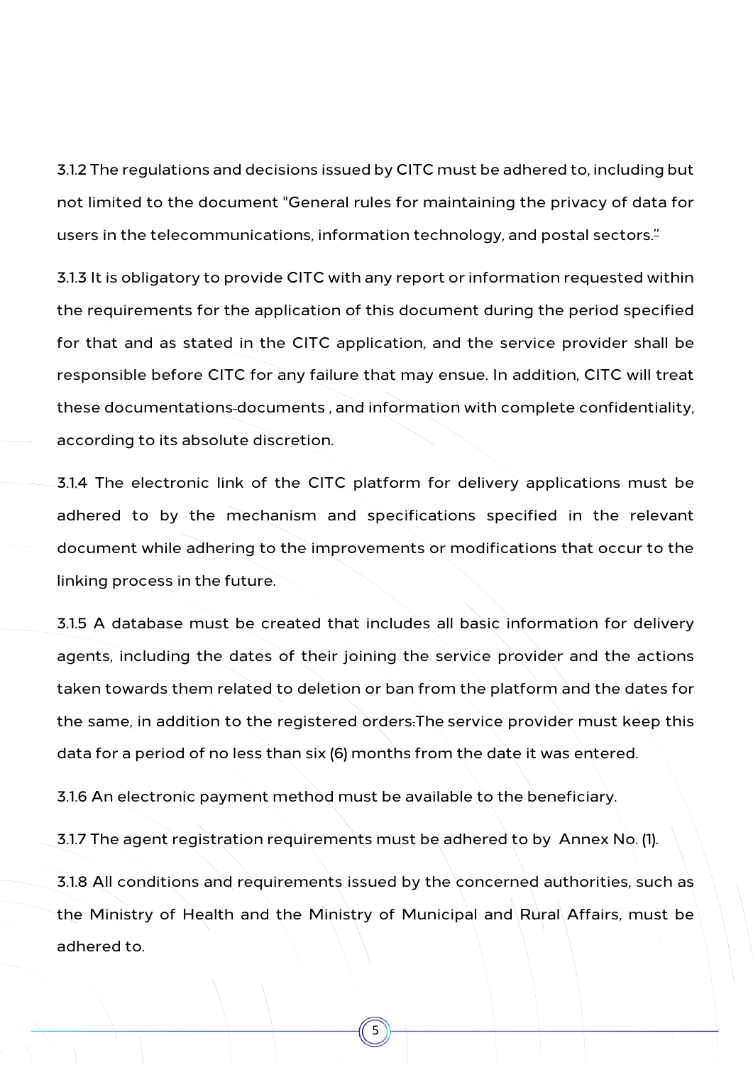3.1.2 The regulations and decisions issued by CITC must be adhered to, including but not limited to the document "General rules for maintaining the privacy of data for users in the telecommunications, information technology, and postal sectors."

3.1.3 It is obligatory to provide CITC with any report or information requested within the requirements for the application of this document during the period specified for that and as stated in the CITC application, and the service provider shall be responsible before CITC for any failure that may ensue. In addition, CITC will treat these documentations documents , and information with complete confidentiality, according to its absolute discretion.

3.1.4 The electronic link of the CITC platform for delivery applications must be adhered to by the mechanism and specifications specified in the relevant document while adhering to the improvements or modifications that occur to the linking process in the future.

3.1.5 A database must be created that includes all basic information for delivery agents, including the dates of their joining the service provider and the actions taken towards them related to deletion or ban from the platform and the dates for the same, in addition to the registered orders. The service provider must keep this data for a period of no less than six (6) months from the date it was entered.

3.1.6 An electronic payment method must be available to the beneficiary.

3.1.7 The agent registration requirements must be adhered to by Annex No. (1).

3.1.8 All conditions and requirements issued by the concerned authorities, such as the Ministry of Health and the Ministry of Municipal and Rural Affairs, must be adhered to.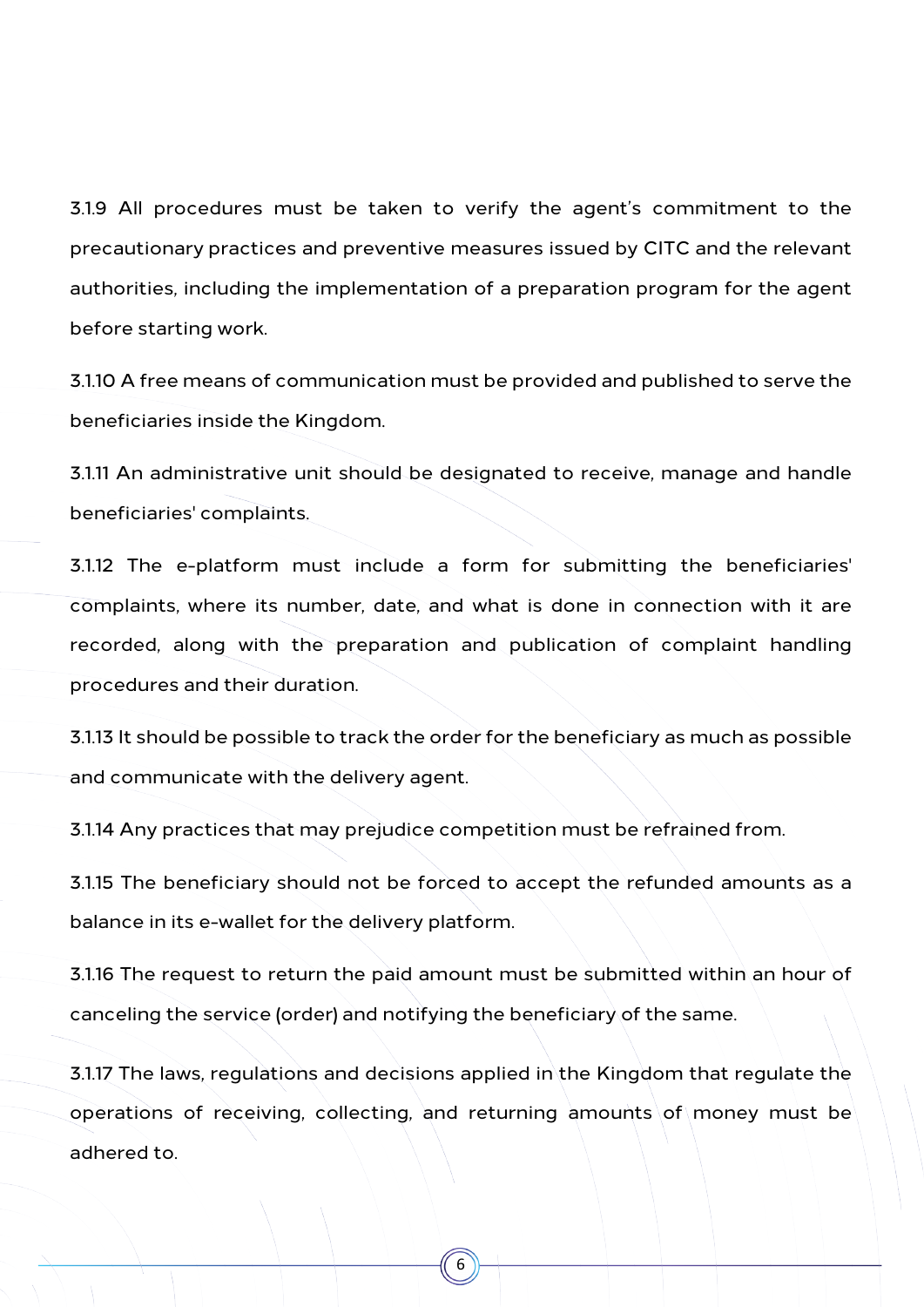3.1.9 All procedures must be taken to verify the agent's commitment to the precautionary practices and preventive measures issued by CITC and the relevant authorities, including the implementation of a preparation program for the agent before starting work.

3.1.10 A free means of communication must be provided and published to serve the beneficiaries inside the Kingdom.

3.1.11 An administrative unit should be designated to receive, manage and handle beneficiaries' complaints.

3.1.12 The e-platform must include a form for submitting the beneficiaries' complaints, where its number, date, and what is done in connection with it are recorded, along with the preparation and publication of complaint handling procedures and their duration.

3.1.13 It should be possible to track the order for the beneficiary as much as possible and communicate with the delivery agent.

3.1.14 Any practices that may prejudice competition must be refrained from.

3.1.15 The beneficiary should not be forced to accept the refunded amounts as a balance in its e-wallet for the delivery platform.

3.1.16 The request to return the paid amount must be submitted within an hour of canceling the service (order) and notifying the beneficiary of the same.

3.1.17 The laws, regulations and decisions applied in the Kingdom that regulate the operations of receiving, collecting, and returning amounts of money must be adhered to.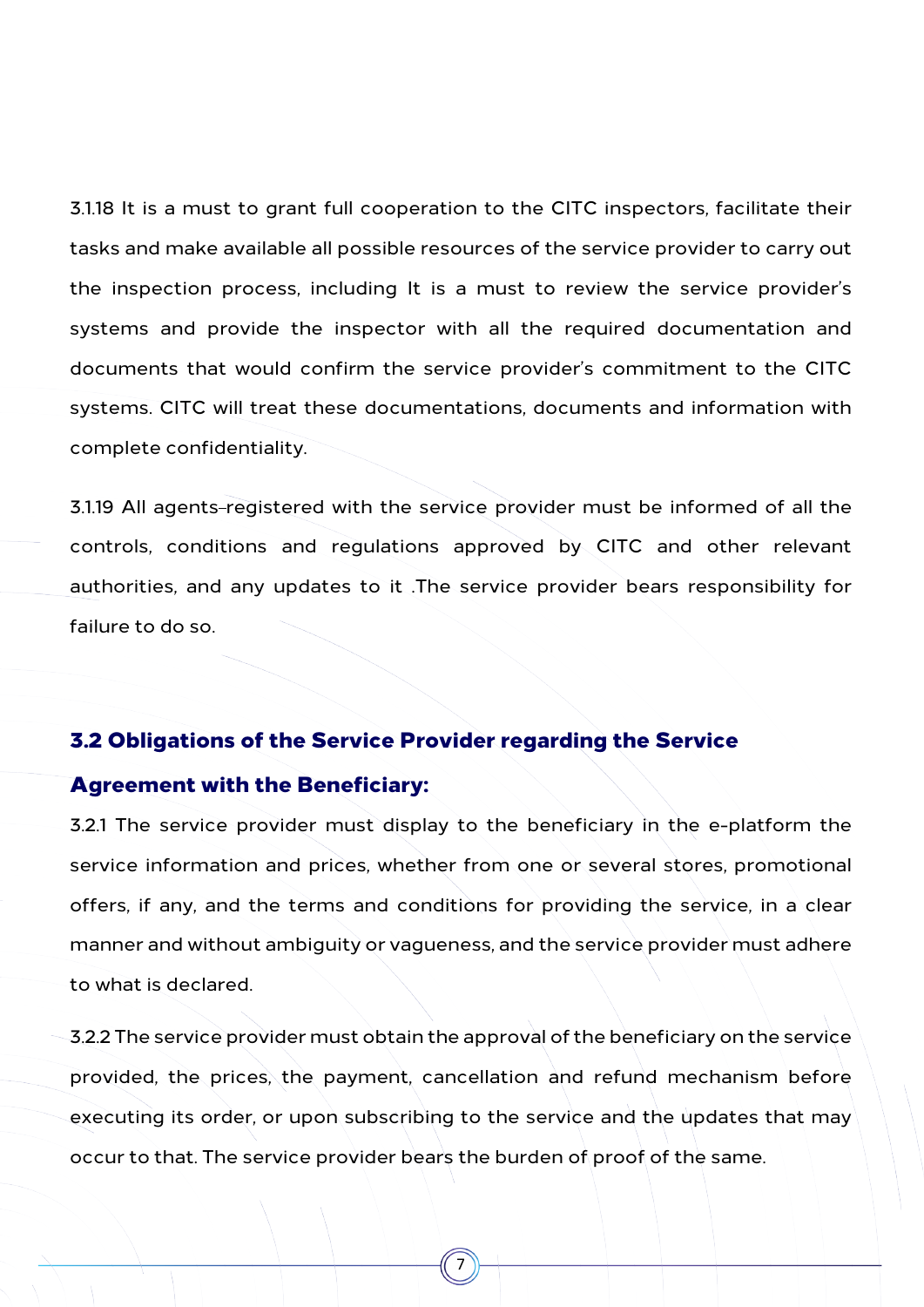3.1.18 It is a must to grant full cooperation to the CITC inspectors, facilitate their tasks and make available all possible resources of the service provider to carry out the inspection process, including It is a must to review the service provider's systems and provide the inspector with all the required documentation and documents that would confirm the service provider's commitment to the CITC systems. CITC will treat these documentations, documents and information with complete confidentiality.

3.1.19 All agents-registered with the service provider must be informed of all the controls, conditions and regulations approved by CITC and other relevant authorities, and any updates to it .The service provider bears responsibility for failure to do so.

### 3.2 Obligations of the Service Provider regarding the Service Agreement with the Beneficiary:

3.2.1 The service provider must display to the beneficiary in the e-platform the service information and prices, whether from one or several stores, promotional offers, if any, and the terms and conditions for providing the service, in a clear manner and without ambiguity or vagueness, and the service provider must adhere to what is declared.

3.2.2 The service provider must obtain the approval of the beneficiary on the service provided, the prices, the payment, cancellation and refund mechanism before executing its order, or upon subscribing to the service and the updates that may occur to that. The service provider bears the burden of proof of the same.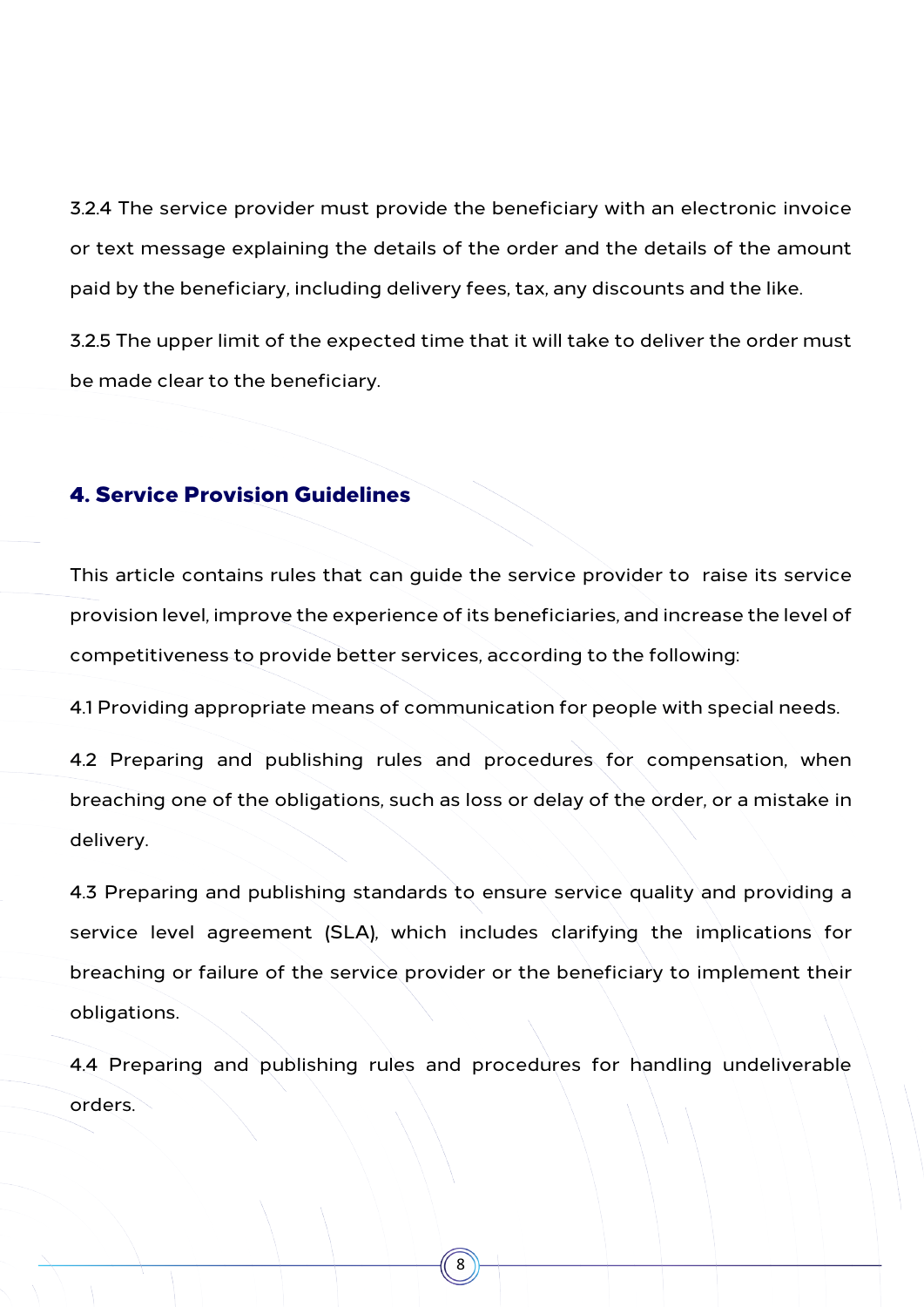3.2.4 The service provider must provide the beneficiary with an electronic invoice or text message explaining the details of the order and the details of the amount paid by the beneficiary, including delivery fees, tax, any discounts and the like.

3.2.5 The upper limit of the expected time that it will take to deliver the order must be made clear to the beneficiary.

## 4. Service Provision Guidelines

This article contains rules that can guide the service provider to raise its service provision level, improve the experience of its beneficiaries, and increase the level of competitiveness to provide better services, according to the following:

4.1 Providing appropriate means of communication for people with special needs.

4.2 Preparing and publishing rules and procedures for compensation, when breaching one of the obligations, such as loss or delay of the order, or a mistake in delivery.

4.3 Preparing and publishing standards to ensure service quality and providing a service level agreement (SLA), which includes clarifying the implications for breaching or failure of the service provider or the beneficiary to implement their obligations.

4.4 Preparing and publishing rules and procedures for handling undeliverable orders.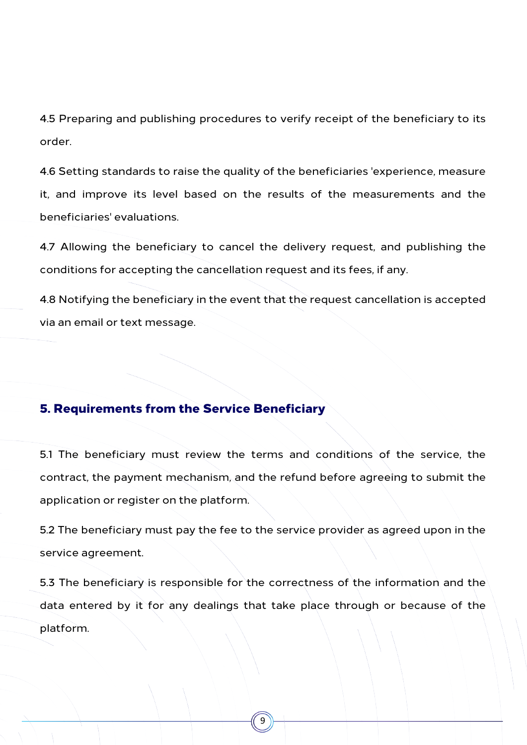4.5 Preparing and publishing procedures to verify receipt of the beneficiary to its order.

4.6 Setting standards to raise the quality of the beneficiaries 'experience, measure it, and improve its level based on the results of the measurements and the beneficiaries' evaluations.

4.7 Allowing the beneficiary to cancel the delivery request, and publishing the conditions for accepting the cancellation request and its fees, if any.

4.8 Notifying the beneficiary in the event that the request cancellation is accepted via an email or text message.

## 5. Requirements from the Service Beneficiary

5.1 The beneficiary must review the terms and conditions of the service, the contract, the payment mechanism, and the refund before agreeing to submit the application or register on the platform.

5.2 The beneficiary must pay the fee to the service provider as agreed upon in the service agreement.

5.3 The beneficiary is responsible for the correctness of the information and the data entered by it for any dealings that take place through or because of the platform.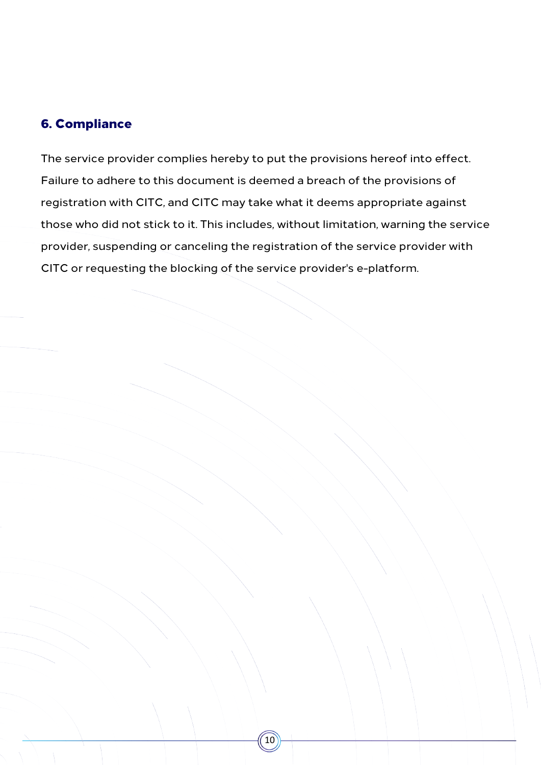## 6. Compliance

The service provider complies hereby to put the provisions hereof into effect. Failure to adhere to this document is deemed a breach of the provisions of registration with CITC, and CITC may take what it deems appropriate against those who did not stick to it. This includes, without limitation, warning the service provider, suspending or canceling the registration of the service provider with CITC or requesting the blocking of the service provider's e-platform.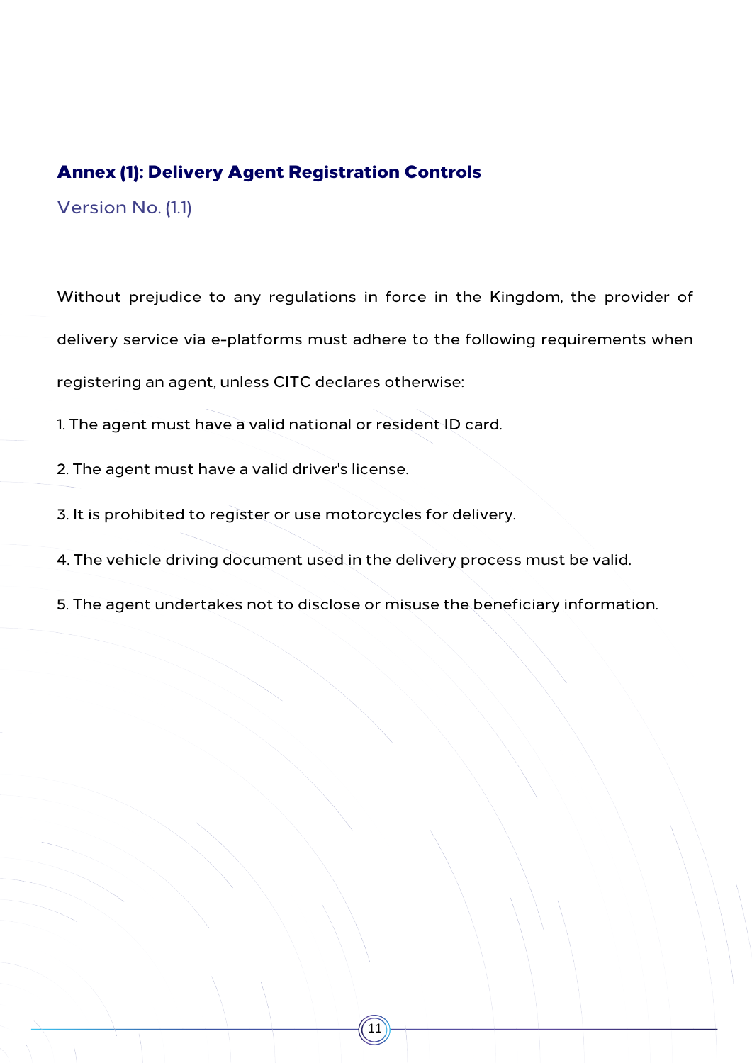## Annex (1): Delivery Agent Registration Controls

Version No. (1.1)

Without prejudice to any regulations in force in the Kingdom, the provider of delivery service via e-platforms must adhere to the following requirements when registering an agent, unless CITC declares otherwise:

1. The agent must have a valid national or resident ID card.
2. The agent must have a valid driver's license.
3. It is prohibited to register or use motorcycles for delivery.
4. The vehicle driving document used in the delivery process must be valid.
5. The agent undertakes not to disclose or misuse the beneficiary information.